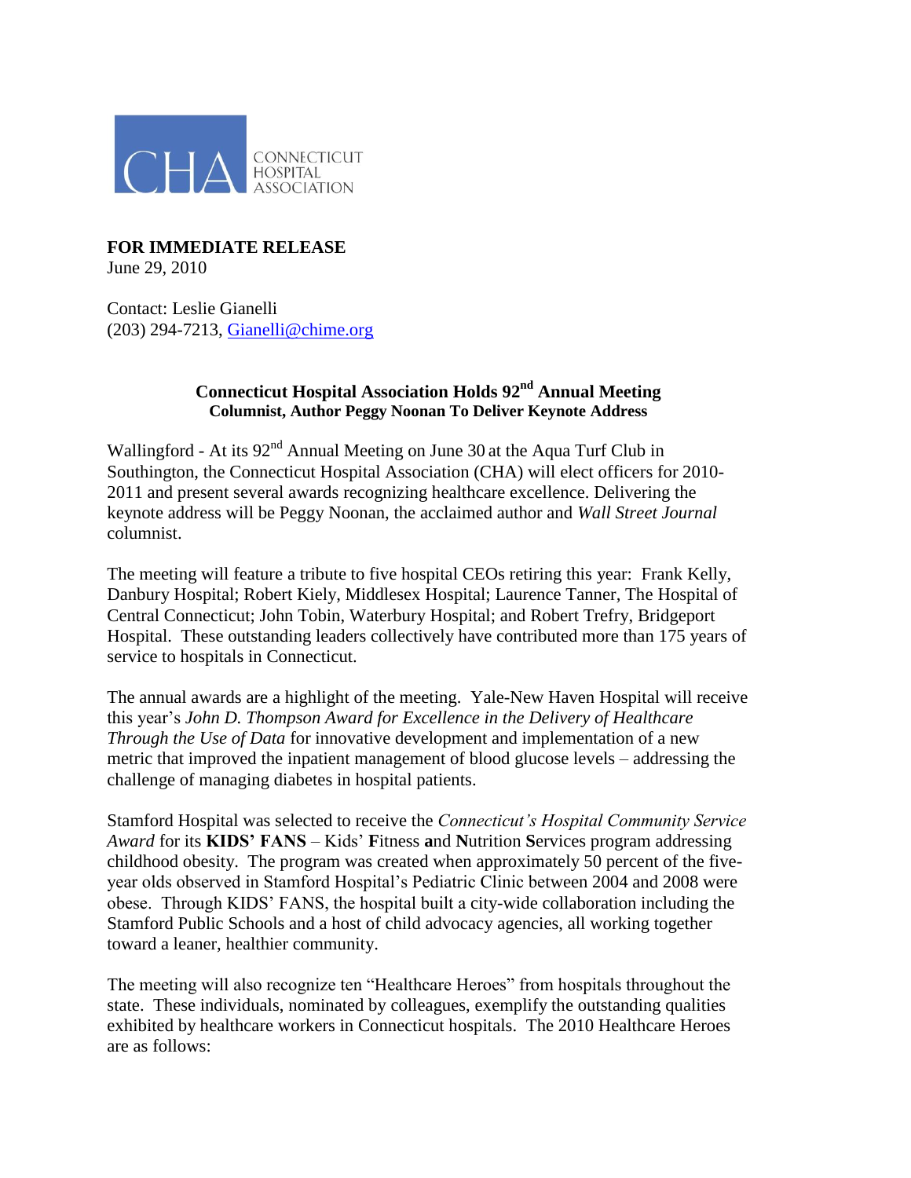CHA CONNECTICUT HOSPITAL ASSOCIATION

**FOR IMMEDIATE RELEASE**
June 29, 2010

Contact: Leslie Gianelli
(203) 294-7213, Gianelli@chime.org

## Connecticut Hospital Association Holds 92nd Annual Meeting
### Columnist, Author Peggy Noonan To Deliver Keynote Address

Wallingford - At its 92nd Annual Meeting on June 30 at the Aqua Turf Club in Southington, the Connecticut Hospital Association (CHA) will elect officers for 2010-2011 and present several awards recognizing healthcare excellence. Delivering the keynote address will be Peggy Noonan, the acclaimed author and *Wall Street Journal* columnist.

The meeting will feature a tribute to five hospital CEOs retiring this year: Frank Kelly, Danbury Hospital; Robert Kiely, Middlesex Hospital; Laurence Tanner, The Hospital of Central Connecticut; John Tobin, Waterbury Hospital; and Robert Trefry, Bridgeport Hospital. These outstanding leaders collectively have contributed more than 175 years of service to hospitals in Connecticut.

The annual awards are a highlight of the meeting. Yale-New Haven Hospital will receive this year's *John D. Thompson Award for Excellence in the Delivery of Healthcare Through the Use of Data* for innovative development and implementation of a new metric that improved the inpatient management of blood glucose levels – addressing the challenge of managing diabetes in hospital patients.

Stamford Hospital was selected to receive the *Connecticut's Hospital Community Service Award* for its **KIDS' FANS** – Kids' **F**itness **a**nd **N**utrition **S**ervices program addressing childhood obesity. The program was created when approximately 50 percent of the five-year olds observed in Stamford Hospital's Pediatric Clinic between 2004 and 2008 were obese. Through KIDS' FANS, the hospital built a city-wide collaboration including the Stamford Public Schools and a host of child advocacy agencies, all working together toward a leaner, healthier community.

The meeting will also recognize ten "Healthcare Heroes" from hospitals throughout the state. These individuals, nominated by colleagues, exemplify the outstanding qualities exhibited by healthcare workers in Connecticut hospitals. The 2010 Healthcare Heroes are as follows: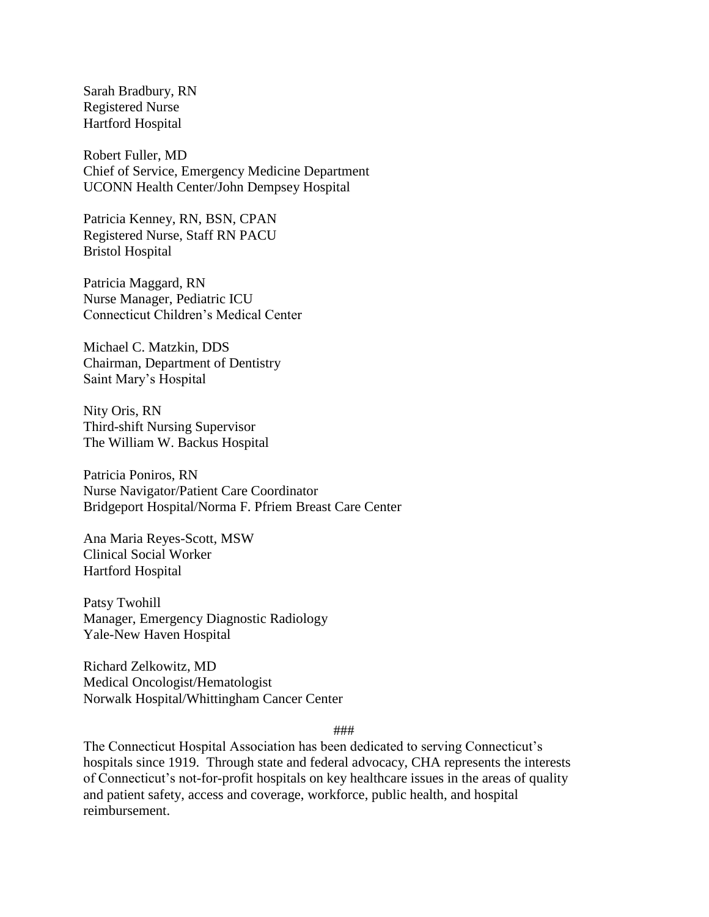Sarah Bradbury, RN
Registered Nurse
Hartford Hospital

Robert Fuller, MD
Chief of Service, Emergency Medicine Department
UCONN Health Center/John Dempsey Hospital

Patricia Kenney, RN, BSN, CPAN
Registered Nurse, Staff RN PACU
Bristol Hospital

Patricia Maggard, RN
Nurse Manager, Pediatric ICU
Connecticut Children's Medical Center

Michael C. Matzkin, DDS
Chairman, Department of Dentistry
Saint Mary's Hospital

Nity Oris, RN
Third-shift Nursing Supervisor
The William W. Backus Hospital

Patricia Poniros, RN
Nurse Navigator/Patient Care Coordinator
Bridgeport Hospital/Norma F. Pfriem Breast Care Center

Ana Maria Reyes-Scott, MSW
Clinical Social Worker
Hartford Hospital

Patsy Twohill
Manager, Emergency Diagnostic Radiology
Yale-New Haven Hospital

Richard Zelkowitz, MD
Medical Oncologist/Hematologist
Norwalk Hospital/Whittingham Cancer Center

###

The Connecticut Hospital Association has been dedicated to serving Connecticut's hospitals since 1919. Through state and federal advocacy, CHA represents the interests of Connecticut's not-for-profit hospitals on key healthcare issues in the areas of quality and patient safety, access and coverage, workforce, public health, and hospital reimbursement.